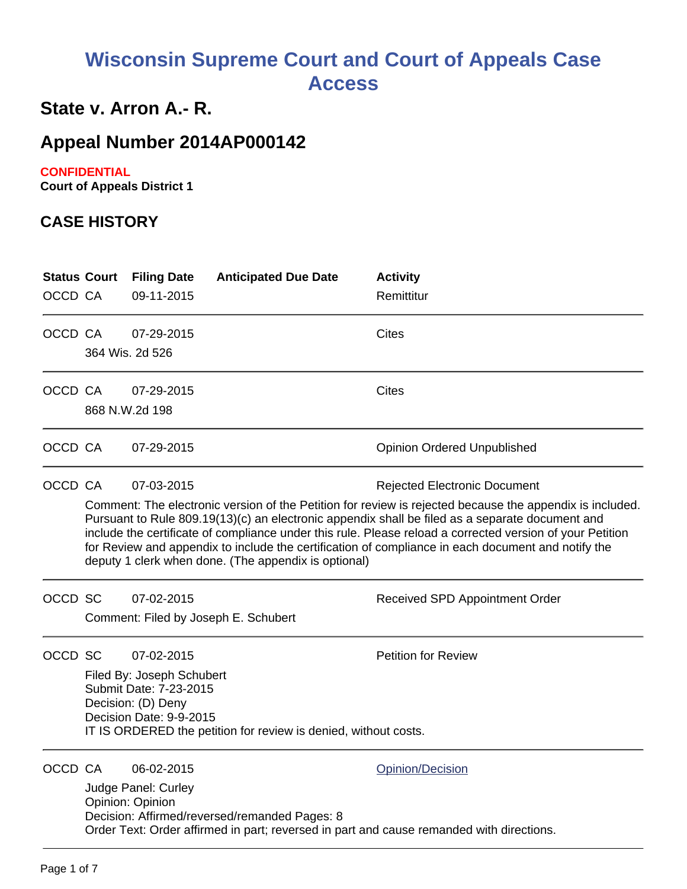# Wisconsin Supreme Court and Court of Appeals Case Access

## State v. Arron A.- R.

## Appeal Number 2014AP000142

**CONFIDENTIAL**
**Court of Appeals District 1**

## CASE HISTORY

| Status | Court | Filing Date | Anticipated Due Date | Activity |
|---|---|---|---|---|
| OCCD | CA | 09-11-2015 | | Remittitur |
| OCCD | CA | 07-29-2015 | | Cites |
| | 364 Wis. 2d 526 | | | |
| OCCD | CA | 07-29-2015 | | Cites |
| | 868 N.W.2d 198 | | | |
| OCCD | CA | 07-29-2015 | | Opinion Ordered Unpublished |
| OCCD | CA | 07-03-2015 | | Rejected Electronic Document |
| | Comment: The electronic version of the Petition for review is rejected because the appendix is included. Pursuant to Rule 809.19(13)(c) an electronic appendix shall be filed as a separate document and include the certificate of compliance under this rule. Please reload a corrected version of your Petition for Review and appendix to include the certification of compliance in each document and notify the deputy 1 clerk when done. (The appendix is optional) | | | |
| OCCD | SC | 07-02-2015 | | Received SPD Appointment Order |
| | Comment: Filed by Joseph E. Schubert | | | |
| OCCD | SC | 07-02-2015 | | Petition for Review |
| | Filed By: Joseph Schubert<br>Submit Date: 7-23-2015<br>Decision: (D) Deny<br>Decision Date: 9-9-2015<br>IT IS ORDERED the petition for review is denied, without costs. | | | |
| OCCD | CA | 06-02-2015 | | Opinion/Decision |
| | Judge Panel: Curley<br>Opinion: Opinion<br>Decision: Affirmed/reversed/remanded Pages: 8<br>Order Text: Order affirmed in part; reversed in part and cause remanded with directions. | | | |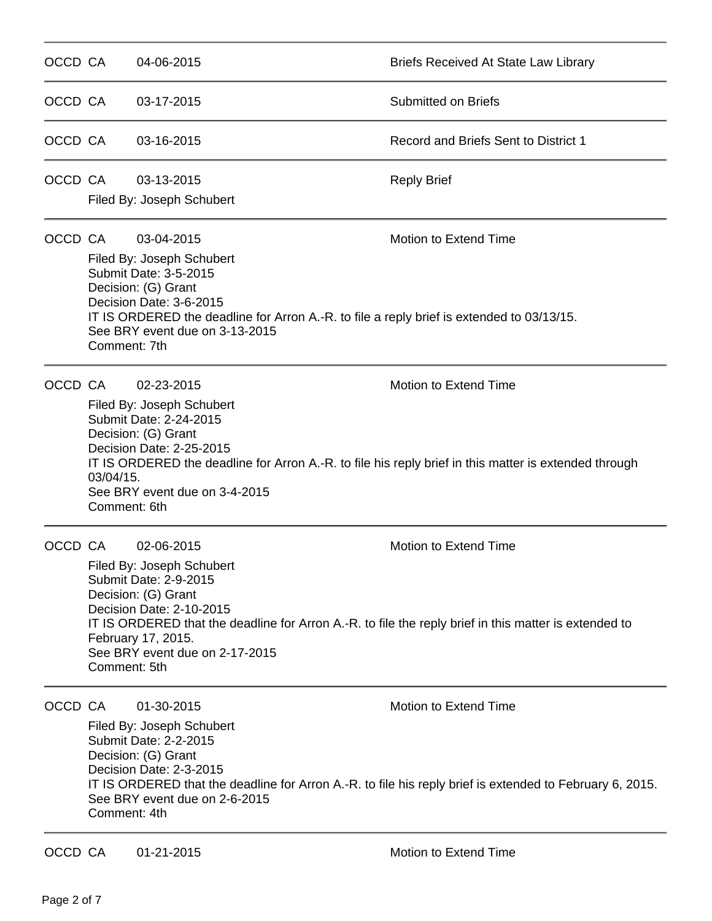OCCD CA 04-06-2015 Briefs Received At State Law Library

---

OCCD CA 03-17-2015 Submitted on Briefs

---

OCCD CA 03-16-2015 Record and Briefs Sent to District 1

---

OCCD CA 03-13-2015 Reply Brief

Filed By: Joseph Schubert

---

OCCD CA 03-04-2015 Motion to Extend Time

Filed By: Joseph Schubert
Submit Date: 3-5-2015
Decision: (G) Grant
Decision Date: 3-6-2015
IT IS ORDERED the deadline for Arron A.-R. to file a reply brief is extended to 03/13/15.
See BRY event due on 3-13-2015
Comment: 7th

---

OCCD CA 02-23-2015 Motion to Extend Time

Filed By: Joseph Schubert
Submit Date: 2-24-2015
Decision: (G) Grant
Decision Date: 2-25-2015
IT IS ORDERED the deadline for Arron A.-R. to file his reply brief in this matter is extended through 03/04/15.
See BRY event due on 3-4-2015
Comment: 6th

---

OCCD CA 02-06-2015 Motion to Extend Time

Filed By: Joseph Schubert
Submit Date: 2-9-2015
Decision: (G) Grant
Decision Date: 2-10-2015
IT IS ORDERED that the deadline for Arron A.-R. to file the reply brief in this matter is extended to February 17, 2015.
See BRY event due on 2-17-2015
Comment: 5th

---

OCCD CA 01-30-2015 Motion to Extend Time

Filed By: Joseph Schubert
Submit Date: 2-2-2015
Decision: (G) Grant
Decision Date: 2-3-2015
IT IS ORDERED that the deadline for Arron A.-R. to file his reply brief is extended to February 6, 2015.
See BRY event due on 2-6-2015
Comment: 4th

---

OCCD CA 01-21-2015 Motion to Extend Time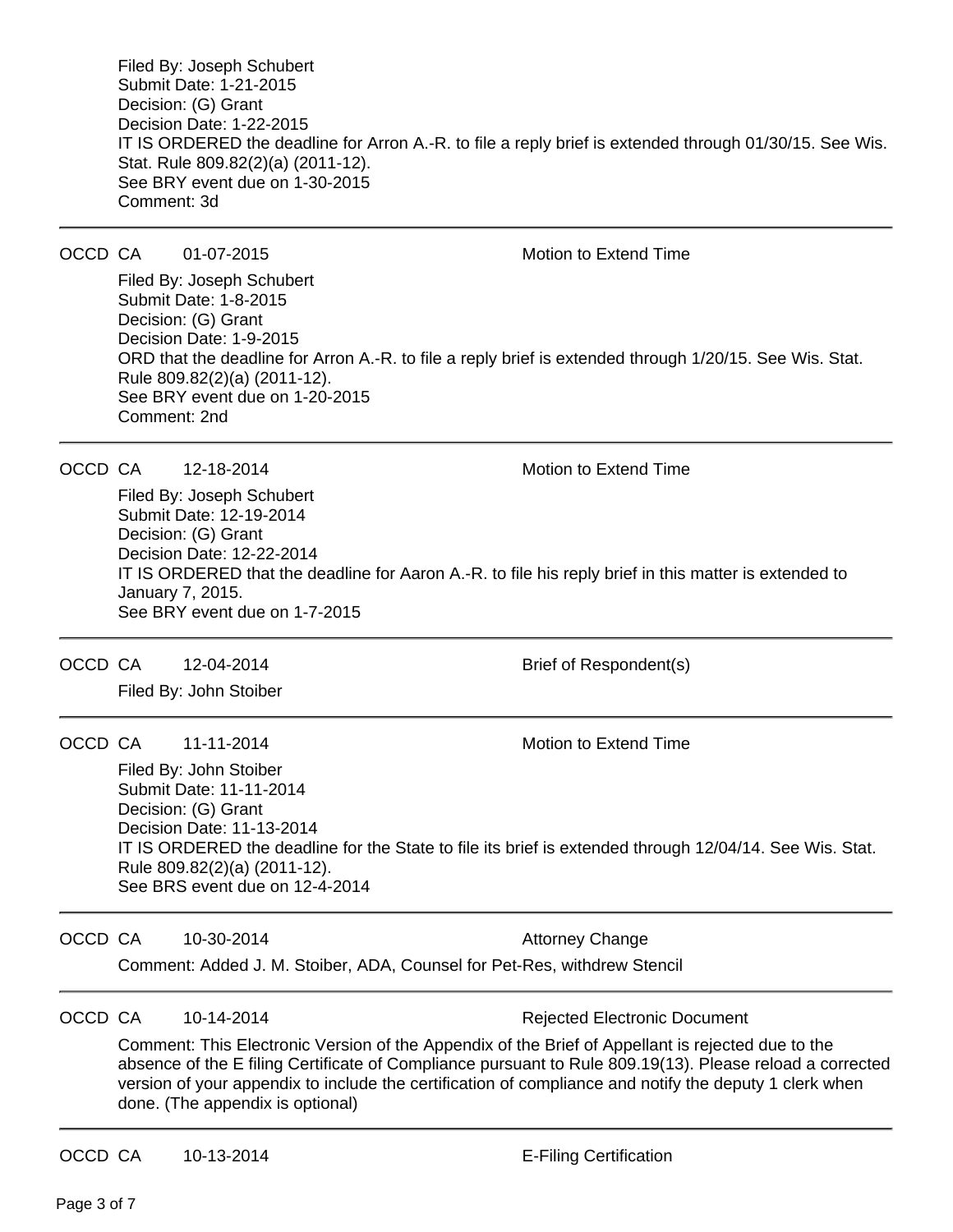Filed By: Joseph Schubert
Submit Date: 1-21-2015
Decision: (G) Grant
Decision Date: 1-22-2015
IT IS ORDERED the deadline for Arron A.-R. to file a reply brief is extended through 01/30/15. See Wis. Stat. Rule 809.82(2)(a) (2011-12).
See BRY event due on 1-30-2015
Comment: 3d

---

OCCD CA 01-07-2015 Motion to Extend Time

Filed By: Joseph Schubert
Submit Date: 1-8-2015
Decision: (G) Grant
Decision Date: 1-9-2015
ORD that the deadline for Arron A.-R. to file a reply brief is extended through 1/20/15. See Wis. Stat. Rule 809.82(2)(a) (2011-12).
See BRY event due on 1-20-2015
Comment: 2nd

---

OCCD CA 12-18-2014 Motion to Extend Time

Filed By: Joseph Schubert
Submit Date: 12-19-2014
Decision: (G) Grant
Decision Date: 12-22-2014
IT IS ORDERED that the deadline for Aaron A.-R. to file his reply brief in this matter is extended to January 7, 2015.
See BRY event due on 1-7-2015

---

OCCD CA 12-04-2014 Brief of Respondent(s)

Filed By: John Stoiber

---

OCCD CA 11-11-2014 Motion to Extend Time

Filed By: John Stoiber
Submit Date: 11-11-2014
Decision: (G) Grant
Decision Date: 11-13-2014
IT IS ORDERED the deadline for the State to file its brief is extended through 12/04/14. See Wis. Stat. Rule 809.82(2)(a) (2011-12).
See BRS event due on 12-4-2014

---

OCCD CA 10-30-2014 Attorney Change

Comment: Added J. M. Stoiber, ADA, Counsel for Pet-Res, withdrew Stencil

---

OCCD CA 10-14-2014 Rejected Electronic Document

Comment: This Electronic Version of the Appendix of the Brief of Appellant is rejected due to the absence of the E filing Certificate of Compliance pursuant to Rule 809.19(13). Please reload a corrected version of your appendix to include the certification of compliance and notify the deputy 1 clerk when done. (The appendix is optional)

---

OCCD CA 10-13-2014 E-Filing Certification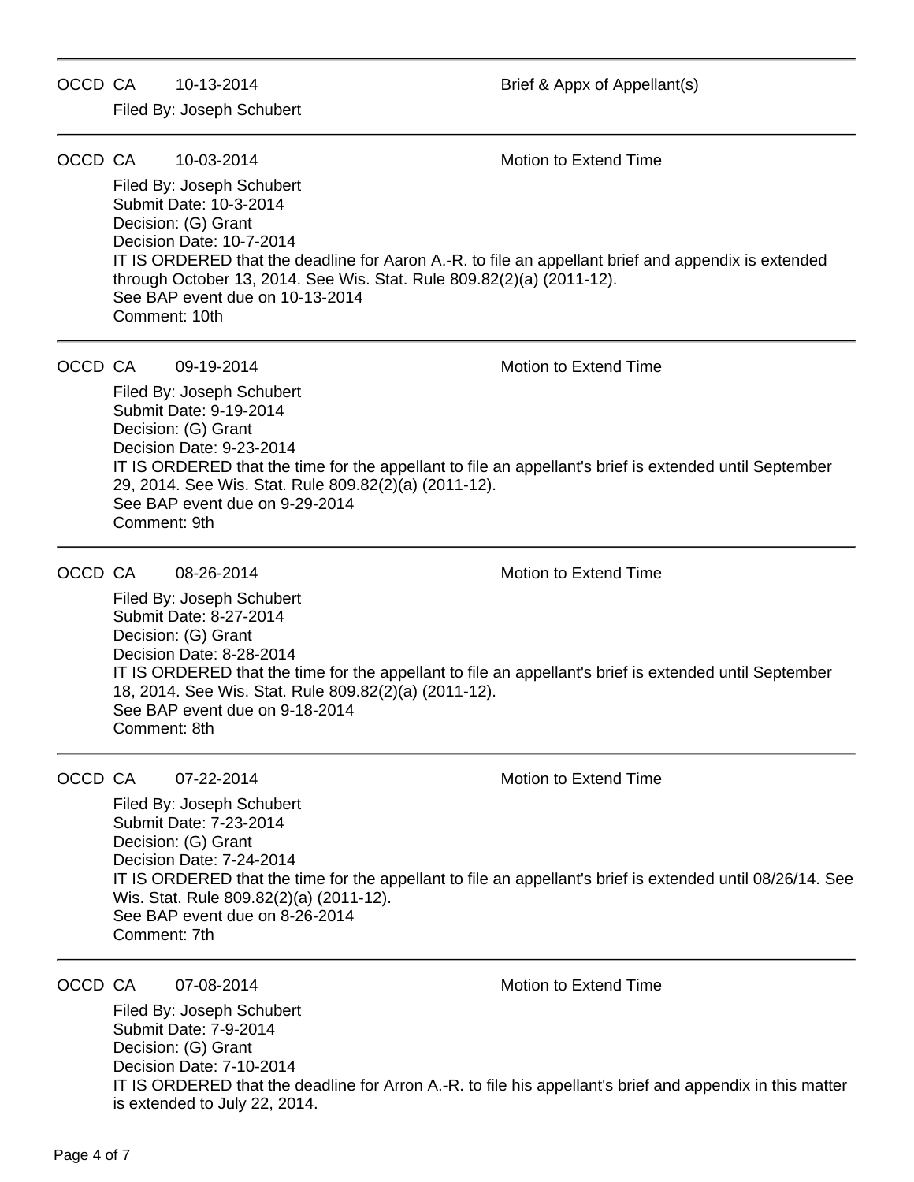---

OCCD CA 10-13-2014 Brief & Appx of Appellant(s)

Filed By: Joseph Schubert

---

OCCD CA 10-03-2014 Motion to Extend Time

Filed By: Joseph Schubert
Submit Date: 10-3-2014
Decision: (G) Grant
Decision Date: 10-7-2014
IT IS ORDERED that the deadline for Aaron A.-R. to file an appellant brief and appendix is extended through October 13, 2014. See Wis. Stat. Rule 809.82(2)(a) (2011-12).
See BAP event due on 10-13-2014
Comment: 10th

---

OCCD CA 09-19-2014 Motion to Extend Time

Filed By: Joseph Schubert
Submit Date: 9-19-2014
Decision: (G) Grant
Decision Date: 9-23-2014
IT IS ORDERED that the time for the appellant to file an appellant's brief is extended until September 29, 2014. See Wis. Stat. Rule 809.82(2)(a) (2011-12).
See BAP event due on 9-29-2014
Comment: 9th

---

OCCD CA 08-26-2014 Motion to Extend Time

Filed By: Joseph Schubert
Submit Date: 8-27-2014
Decision: (G) Grant
Decision Date: 8-28-2014
IT IS ORDERED that the time for the appellant to file an appellant's brief is extended until September 18, 2014. See Wis. Stat. Rule 809.82(2)(a) (2011-12).
See BAP event due on 9-18-2014
Comment: 8th

---

OCCD CA 07-22-2014 Motion to Extend Time

Filed By: Joseph Schubert
Submit Date: 7-23-2014
Decision: (G) Grant
Decision Date: 7-24-2014
IT IS ORDERED that the time for the appellant to file an appellant's brief is extended until 08/26/14. See Wis. Stat. Rule 809.82(2)(a) (2011-12).
See BAP event due on 8-26-2014
Comment: 7th

---

OCCD CA 07-08-2014 Motion to Extend Time

Filed By: Joseph Schubert
Submit Date: 7-9-2014
Decision: (G) Grant
Decision Date: 7-10-2014
IT IS ORDERED that the deadline for Arron A.-R. to file his appellant's brief and appendix in this matter is extended to July 22, 2014.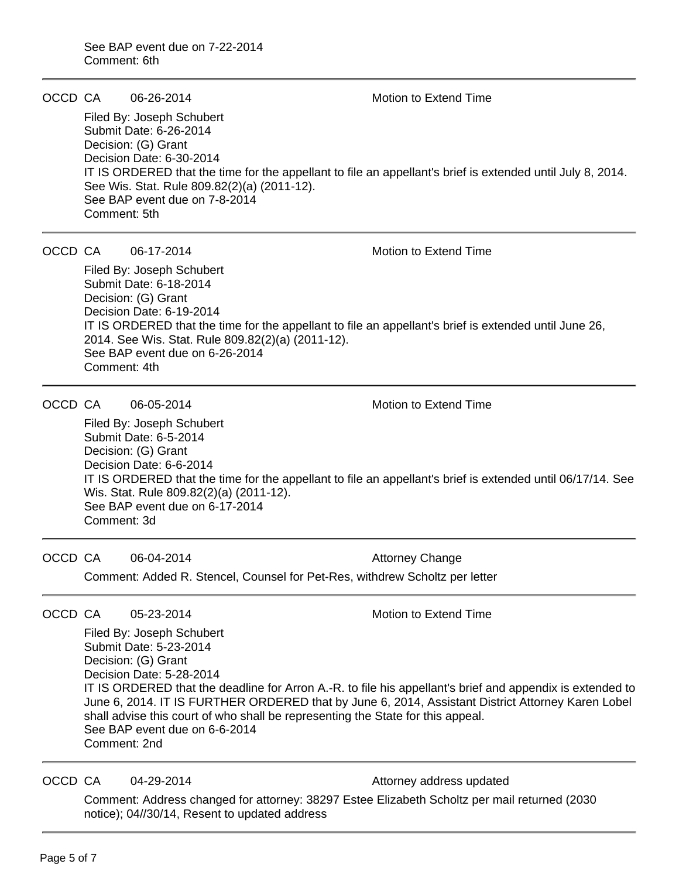See BAP event due on 7-22-2014
Comment: 6th

---

OCCD CA 06-26-2014 Motion to Extend Time

Filed By: Joseph Schubert
Submit Date: 6-26-2014
Decision: (G) Grant
Decision Date: 6-30-2014
IT IS ORDERED that the time for the appellant to file an appellant's brief is extended until July 8, 2014. See Wis. Stat. Rule 809.82(2)(a) (2011-12).
See BAP event due on 7-8-2014
Comment: 5th

---

OCCD CA 06-17-2014 Motion to Extend Time

Filed By: Joseph Schubert
Submit Date: 6-18-2014
Decision: (G) Grant
Decision Date: 6-19-2014
IT IS ORDERED that the time for the appellant to file an appellant's brief is extended until June 26, 2014. See Wis. Stat. Rule 809.82(2)(a) (2011-12).
See BAP event due on 6-26-2014
Comment: 4th

---

OCCD CA 06-05-2014 Motion to Extend Time

Filed By: Joseph Schubert
Submit Date: 6-5-2014
Decision: (G) Grant
Decision Date: 6-6-2014
IT IS ORDERED that the time for the appellant to file an appellant's brief is extended until 06/17/14. See Wis. Stat. Rule 809.82(2)(a) (2011-12).
See BAP event due on 6-17-2014
Comment: 3d

---

OCCD CA 06-04-2014 Attorney Change

Comment: Added R. Stencel, Counsel for Pet-Res, withdrew Scholtz per letter

---

OCCD CA 05-23-2014 Motion to Extend Time

Filed By: Joseph Schubert
Submit Date: 5-23-2014
Decision: (G) Grant
Decision Date: 5-28-2014
IT IS ORDERED that the deadline for Arron A.-R. to file his appellant's brief and appendix is extended to June 6, 2014. IT IS FURTHER ORDERED that by June 6, 2014, Assistant District Attorney Karen Lobel shall advise this court of who shall be representing the State for this appeal.
See BAP event due on 6-6-2014
Comment: 2nd

---

OCCD CA 04-29-2014 Attorney address updated

Comment: Address changed for attorney: 38297 Estee Elizabeth Scholtz per mail returned (2030 notice); 04//30/14, Resent to updated address

---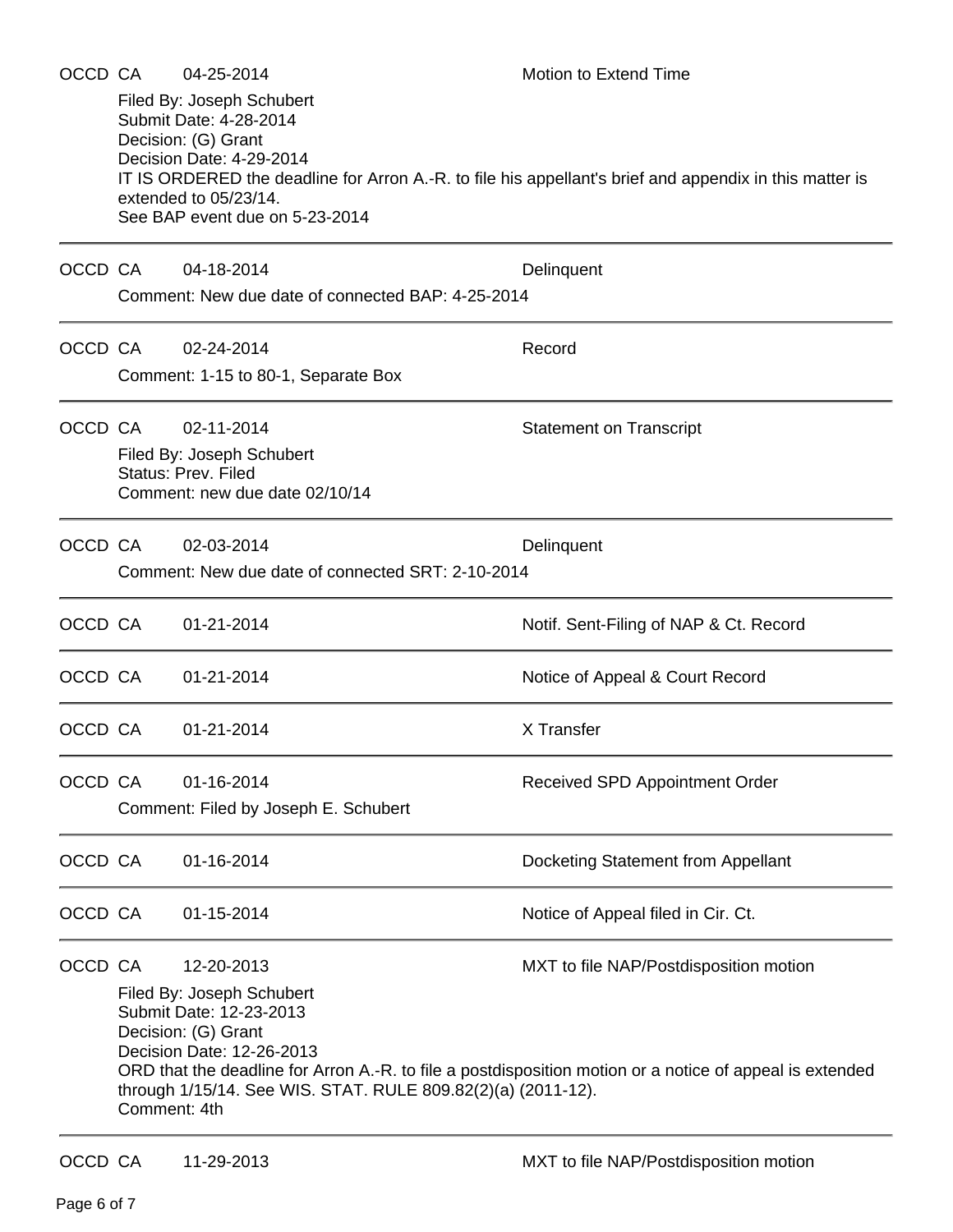OCCD CA 04-25-2014 Motion to Extend Time

Filed By: Joseph Schubert
Submit Date: 4-28-2014
Decision: (G) Grant
Decision Date: 4-29-2014
IT IS ORDERED the deadline for Arron A.-R. to file his appellant's brief and appendix in this matter is extended to 05/23/14.
See BAP event due on 5-23-2014

---

OCCD CA 04-18-2014 Delinquent

Comment: New due date of connected BAP: 4-25-2014

---

OCCD CA 02-24-2014 Record

Comment: 1-15 to 80-1, Separate Box

---

OCCD CA 02-11-2014 Statement on Transcript

Filed By: Joseph Schubert
Status: Prev. Filed
Comment: new due date 02/10/14

---

OCCD CA 02-03-2014 Delinquent

Comment: New due date of connected SRT: 2-10-2014

---

OCCD CA 01-21-2014 Notif. Sent-Filing of NAP & Ct. Record

---

OCCD CA 01-21-2014 Notice of Appeal & Court Record

---

OCCD CA 01-21-2014 X Transfer

---

OCCD CA 01-16-2014 Received SPD Appointment Order

Comment: Filed by Joseph E. Schubert

---

OCCD CA 01-16-2014 Docketing Statement from Appellant

---

OCCD CA 01-15-2014 Notice of Appeal filed in Cir. Ct.

---

OCCD CA 12-20-2013 MXT to file NAP/Postdisposition motion

Filed By: Joseph Schubert
Submit Date: 12-23-2013
Decision: (G) Grant
Decision Date: 12-26-2013
ORD that the deadline for Arron A.-R. to file a postdisposition motion or a notice of appeal is extended through 1/15/14. See WIS. STAT. RULE 809.82(2)(a) (2011-12).
Comment: 4th

---

OCCD CA 11-29-2013 MXT to file NAP/Postdisposition motion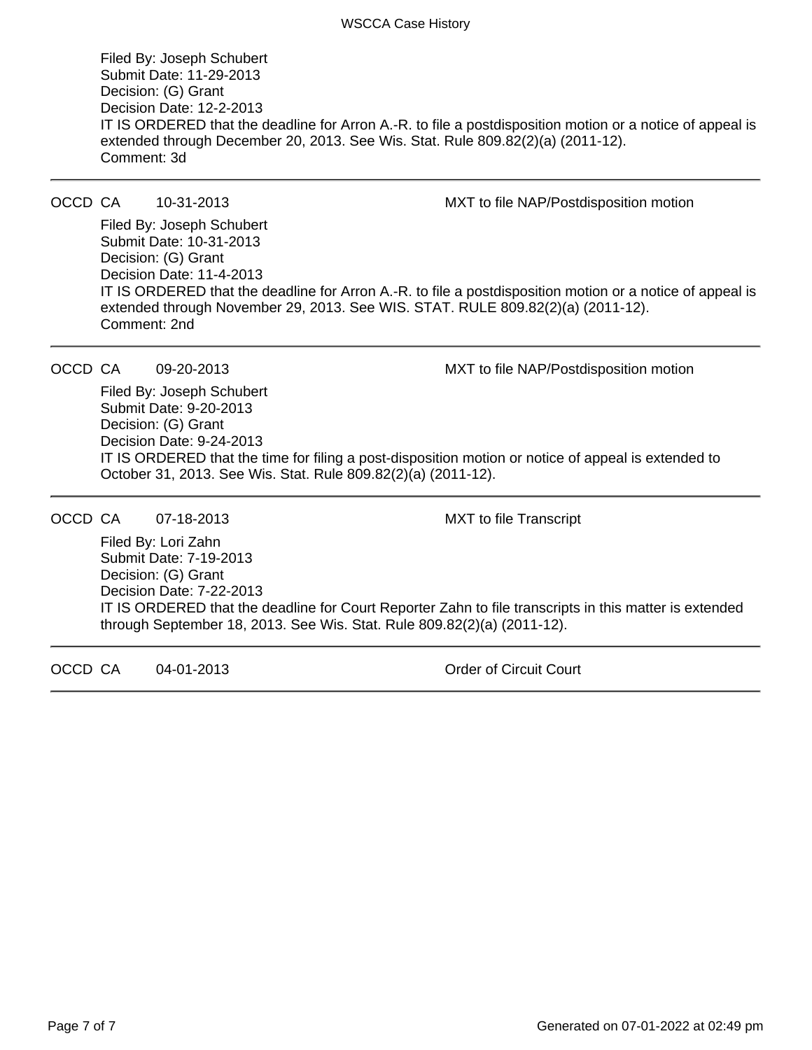Filed By: Joseph Schubert
Submit Date: 11-29-2013
Decision: (G) Grant
Decision Date: 12-2-2013
IT IS ORDERED that the deadline for Arron A.-R. to file a postdisposition motion or a notice of appeal is extended through December 20, 2013. See Wis. Stat. Rule 809.82(2)(a) (2011-12).
Comment: 3d

---

OCCD CA 10-31-2013 MXT to file NAP/Postdisposition motion

Filed By: Joseph Schubert
Submit Date: 10-31-2013
Decision: (G) Grant
Decision Date: 11-4-2013
IT IS ORDERED that the deadline for Arron A.-R. to file a postdisposition motion or a notice of appeal is extended through November 29, 2013. See WIS. STAT. RULE 809.82(2)(a) (2011-12).
Comment: 2nd

---

OCCD CA 09-20-2013 MXT to file NAP/Postdisposition motion

Filed By: Joseph Schubert
Submit Date: 9-20-2013
Decision: (G) Grant
Decision Date: 9-24-2013
IT IS ORDERED that the time for filing a post-disposition motion or notice of appeal is extended to October 31, 2013. See Wis. Stat. Rule 809.82(2)(a) (2011-12).

---

OCCD CA 07-18-2013 MXT to file Transcript

Filed By: Lori Zahn
Submit Date: 7-19-2013
Decision: (G) Grant
Decision Date: 7-22-2013
IT IS ORDERED that the deadline for Court Reporter Zahn to file transcripts in this matter is extended through September 18, 2013. See Wis. Stat. Rule 809.82(2)(a) (2011-12).

---

OCCD CA 04-01-2013 Order of Circuit Court

---